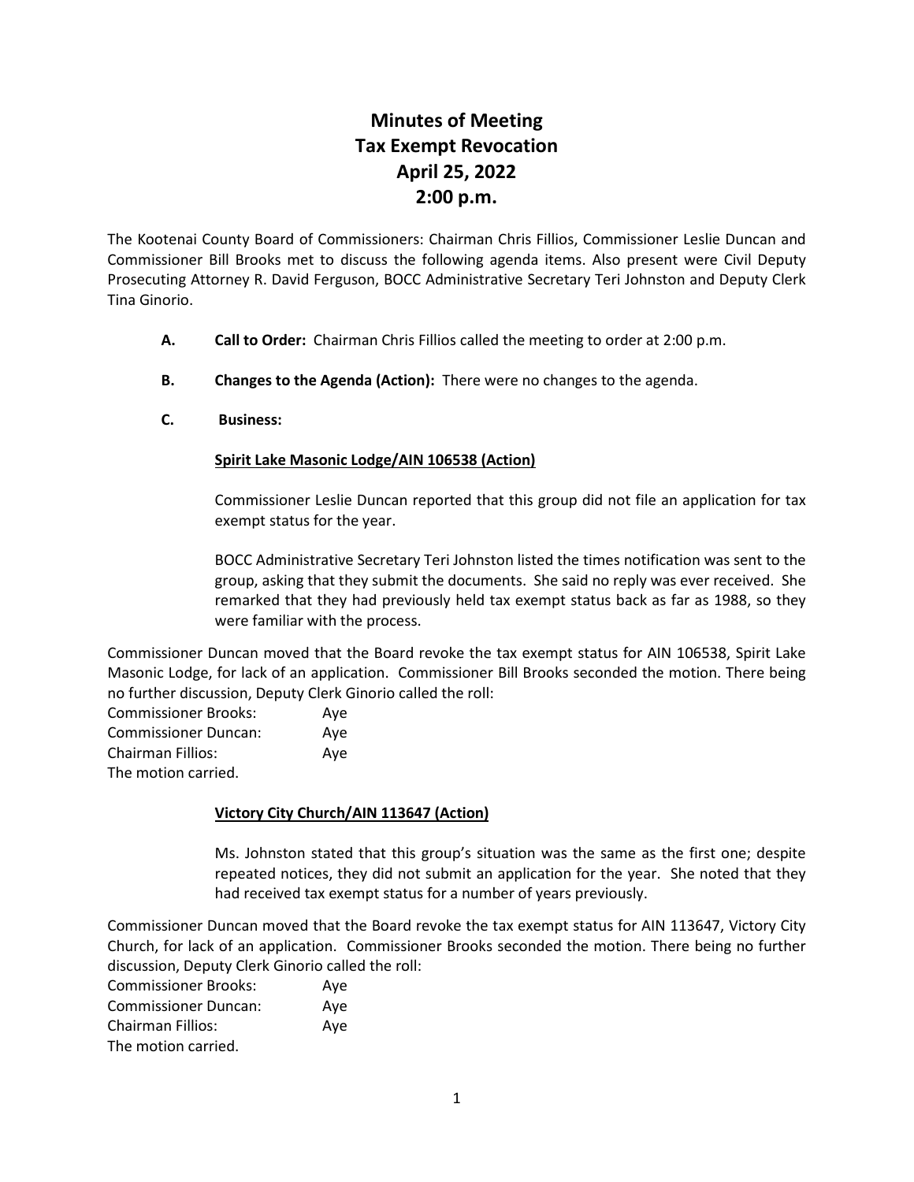# Minutes of Meeting
# Tax Exempt Revocation
# April 25, 2022
# 2:00 p.m.

The Kootenai County Board of Commissioners: Chairman Chris Fillios, Commissioner Leslie Duncan and Commissioner Bill Brooks met to discuss the following agenda items. Also present were Civil Deputy Prosecuting Attorney R. David Ferguson, BOCC Administrative Secretary Teri Johnston and Deputy Clerk Tina Ginorio.

**A.** **Call to Order:** Chairman Chris Fillios called the meeting to order at 2:00 p.m.

**B.** **Changes to the Agenda (Action):** There were no changes to the agenda.

**C.** **Business:**

**Spirit Lake Masonic Lodge/AIN 106538 (Action)**

Commissioner Leslie Duncan reported that this group did not file an application for tax exempt status for the year.

BOCC Administrative Secretary Teri Johnston listed the times notification was sent to the group, asking that they submit the documents. She said no reply was ever received. She remarked that they had previously held tax exempt status back as far as 1988, so they were familiar with the process.

Commissioner Duncan moved that the Board revoke the tax exempt status for AIN 106538, Spirit Lake Masonic Lodge, for lack of an application. Commissioner Bill Brooks seconded the motion. There being no further discussion, Deputy Clerk Ginorio called the roll:

Commissioner Brooks: Aye
Commissioner Duncan: Aye
Chairman Fillios: Aye
The motion carried.

**Victory City Church/AIN 113647 (Action)**

Ms. Johnston stated that this group's situation was the same as the first one; despite repeated notices, they did not submit an application for the year. She noted that they had received tax exempt status for a number of years previously.

Commissioner Duncan moved that the Board revoke the tax exempt status for AIN 113647, Victory City Church, for lack of an application. Commissioner Brooks seconded the motion. There being no further discussion, Deputy Clerk Ginorio called the roll:

Commissioner Brooks: Aye
Commissioner Duncan: Aye
Chairman Fillios: Aye
The motion carried.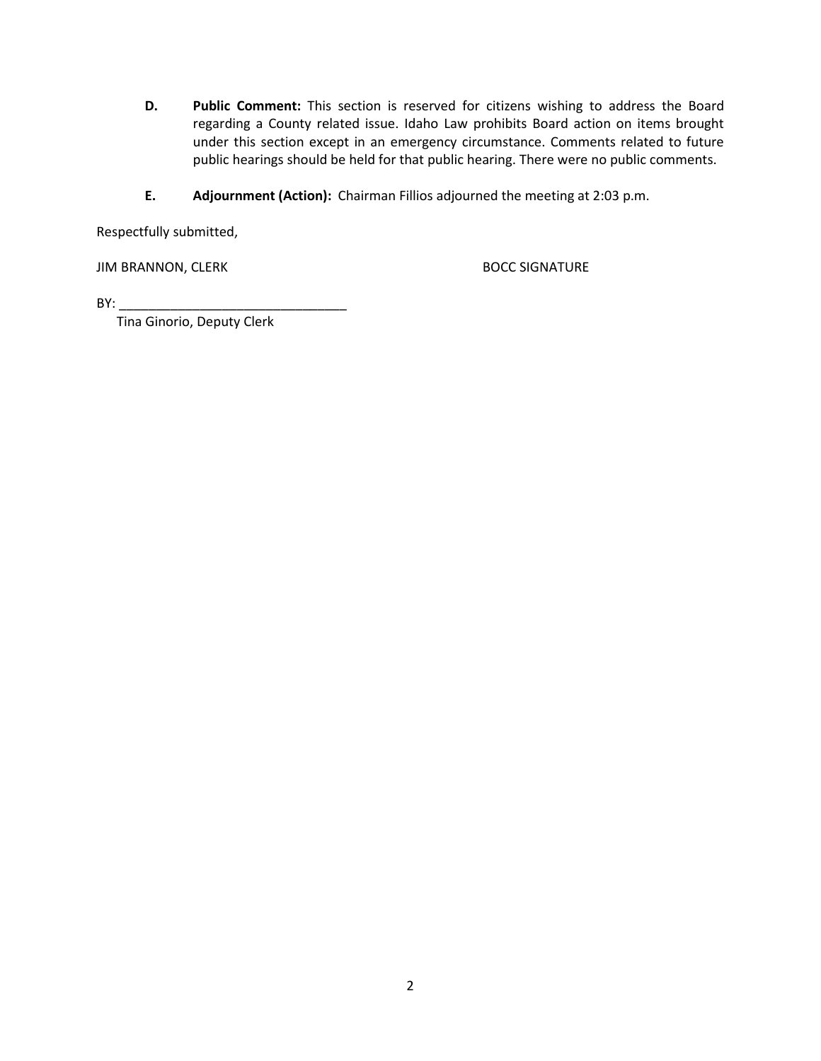- **D.** **Public Comment:** This section is reserved for citizens wishing to address the Board regarding a County related issue. Idaho Law prohibits Board action on items brought under this section except in an emergency circumstance. Comments related to future public hearings should be held for that public hearing. There were no public comments.

- **E.** **Adjournment (Action):** Chairman Fillios adjourned the meeting at 2:03 p.m.

Respectfully submitted,

JIM BRANNON, CLERK                                   BOCC SIGNATURE

BY: _______________________________

Tina Ginorio, Deputy Clerk